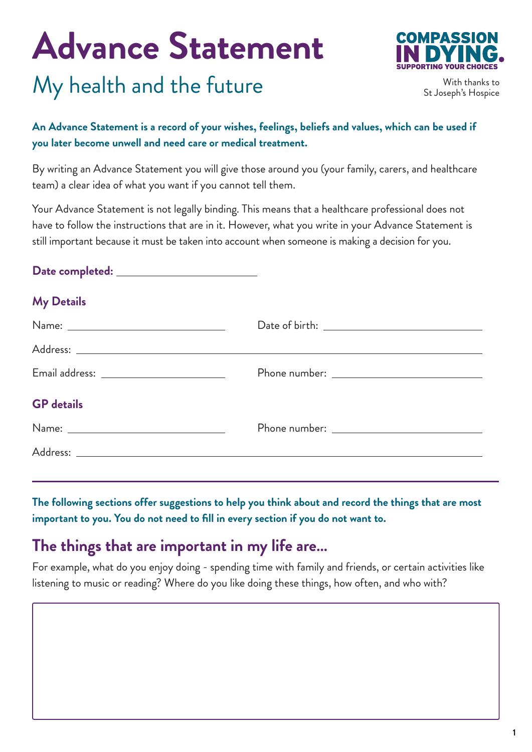# Advance Statement

## My health and the future

COMPASSION IN DYING. SUPPORTING YOUR CHOICES

With thanks to St Joseph's Hospice

**An Advance Statement is a record of your wishes, feelings, beliefs and values, which can be used if you later become unwell and need care or medical treatment.**

By writing an Advance Statement you will give those around you (your family, carers, and healthcare team) a clear idea of what you want if you cannot tell them.

Your Advance Statement is not legally binding. This means that a healthcare professional does not have to follow the instructions that are in it. However, what you write in your Advance Statement is still important because it must be taken into account when someone is making a decision for you.

**Date completed:** ____________________

### My Details

Name: ____________________ Date of birth: ____________________

Address: ________________________________________

Email address: ____________________ Phone number: ____________________

### GP details

Name: ____________________ Phone number: ____________________

Address: ________________________________________

---

**The following sections offer suggestions to help you think about and record the things that are most important to you. You do not need to fill in every section if you do not want to.**

## The things that are important in my life are…

For example, what do you enjoy doing - spending time with family and friends, or certain activities like listening to music or reading? Where do you like doing these things, how often, and who with?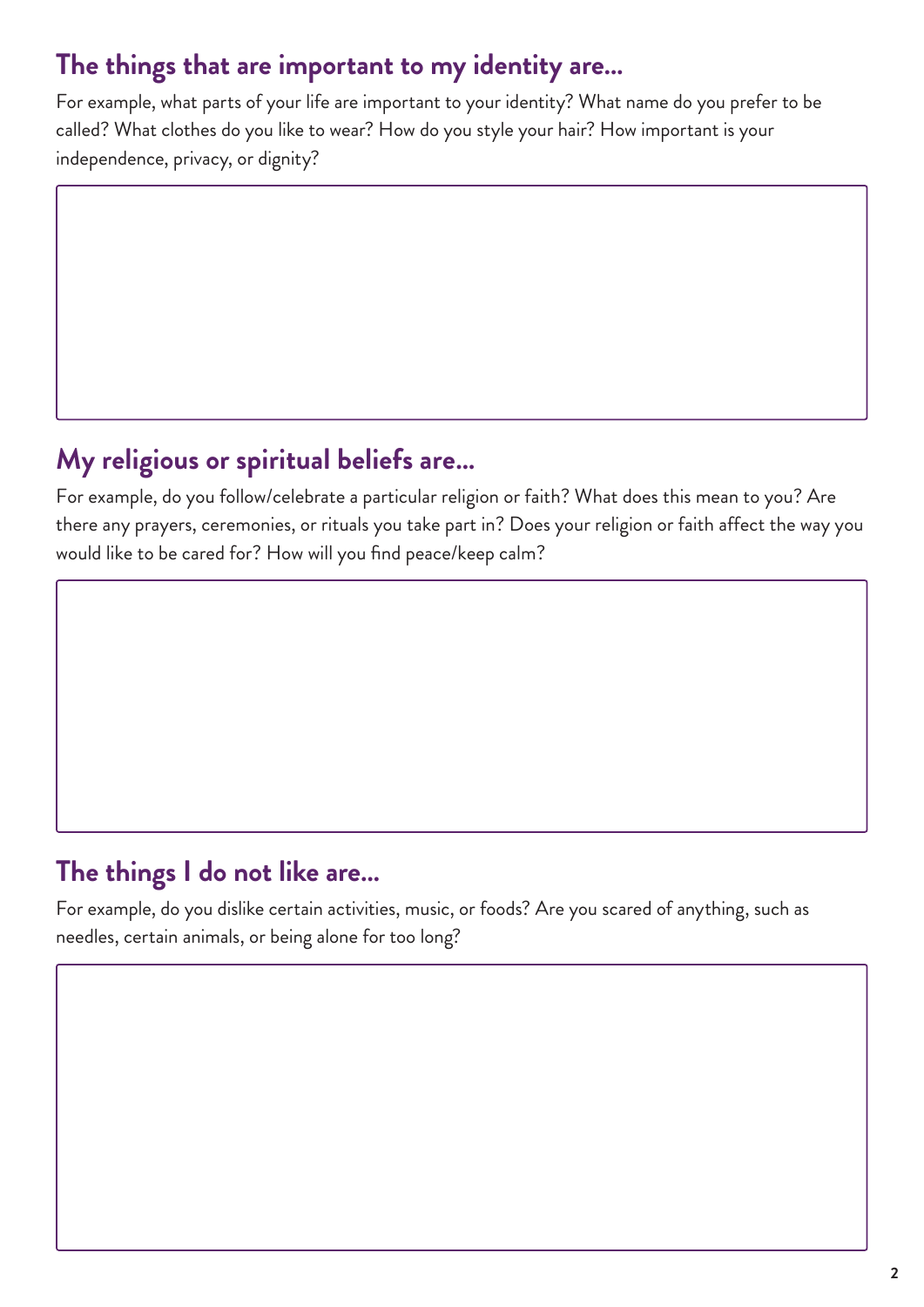## The things that are important to my identity are...

For example, what parts of your life are important to your identity? What name do you prefer to be called? What clothes do you like to wear? How do you style your hair? How important is your independence, privacy, or dignity?

## My religious or spiritual beliefs are...

For example, do you follow/celebrate a particular religion or faith? What does this mean to you? Are there any prayers, ceremonies, or rituals you take part in? Does your religion or faith affect the way you would like to be cared for? How will you find peace/keep calm?

## The things I do not like are...

For example, do you dislike certain activities, music, or foods? Are you scared of anything, such as needles, certain animals, or being alone for too long?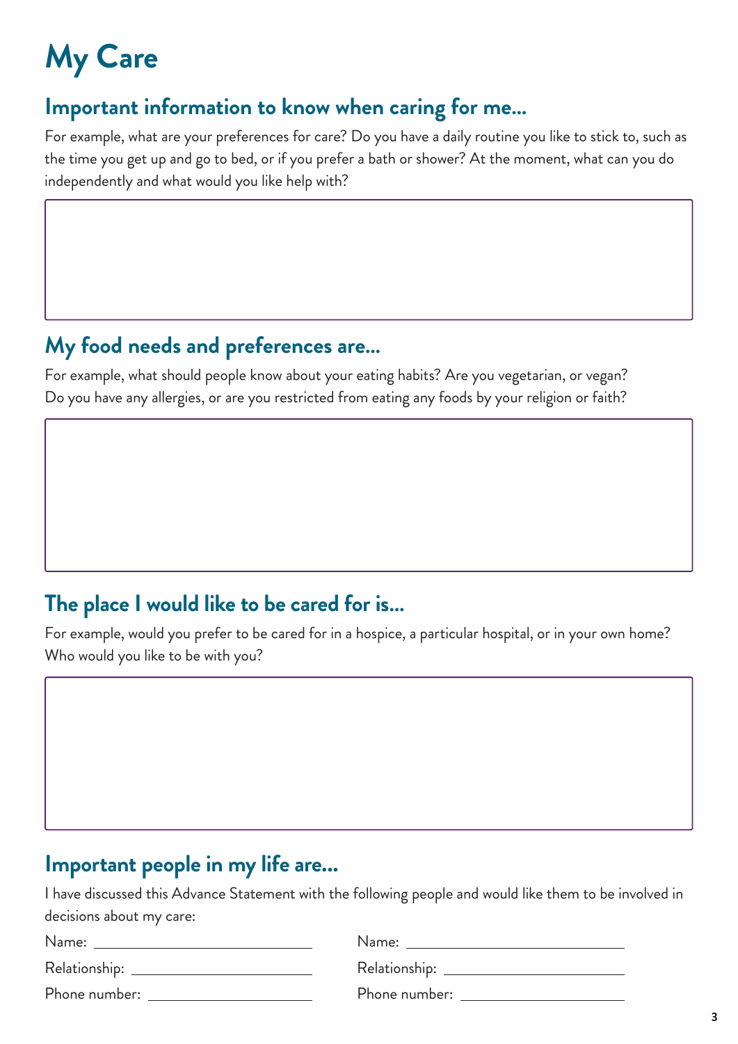# My Care

## Important information to know when caring for me...

For example, what are your preferences for care? Do you have a daily routine you like to stick to, such as the time you get up and go to bed, or if you prefer a bath or shower? At the moment, what can you do independently and what would you like help with?

## My food needs and preferences are...

For example, what should people know about your eating habits? Are you vegetarian, or vegan? Do you have any allergies, or are you restricted from eating any foods by your religion or faith?

## The place I would like to be cared for is...

For example, would you prefer to be cared for in a hospice, a particular hospital, or in your own home? Who would you like to be with you?

## Important people in my life are...

I have discussed this Advance Statement with the following people and would like them to be involved in decisions about my care:

Name: ______________________

Relationship: ______________________

Phone number: ______________________

Name: ______________________

Relationship: ______________________

Phone number: ______________________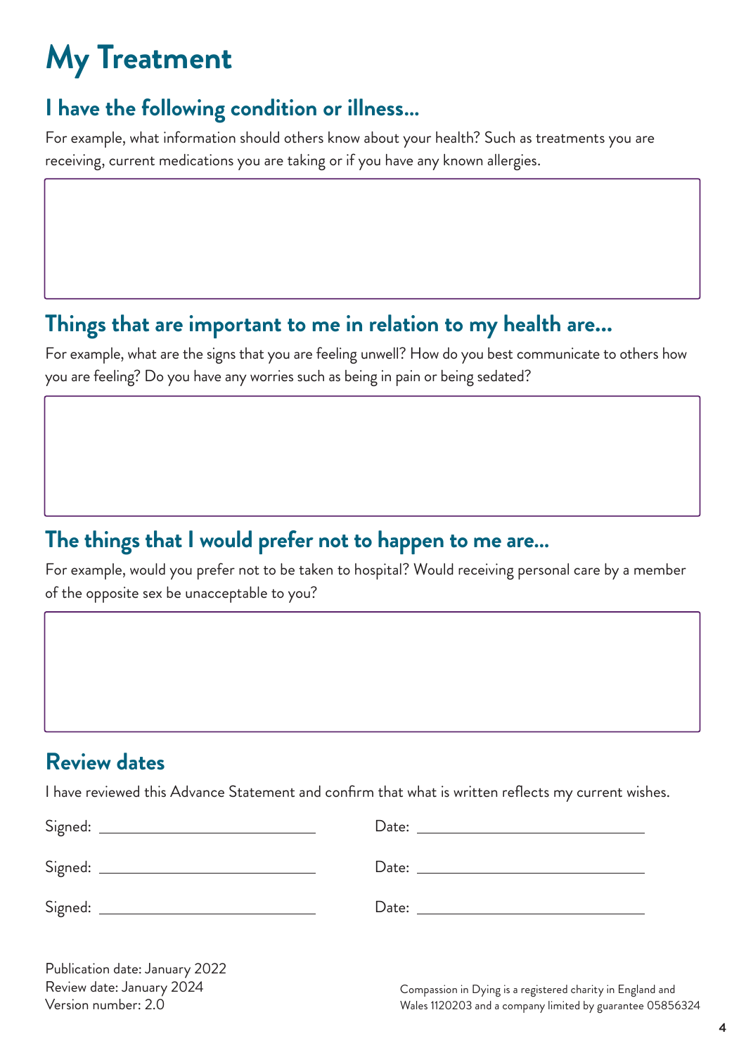# My Treatment

## I have the following condition or illness...

For example, what information should others know about your health? Such as treatments you are receiving, current medications you are taking or if you have any known allergies.

## Things that are important to me in relation to my health are...

For example, what are the signs that you are feeling unwell? How do you best communicate to others how you are feeling? Do you have any worries such as being in pain or being sedated?

## The things that I would prefer not to happen to me are...

For example, would you prefer not to be taken to hospital? Would receiving personal care by a member of the opposite sex be unacceptable to you?

## Review dates

I have reviewed this Advance Statement and confirm that what is written reflects my current wishes.

Signed: ____________________ Date: ____________________

Signed: ____________________ Date: ____________________

Signed: ____________________ Date: ____________________

Publication date: January 2022
Review date: January 2024
Version number: 2.0

Compassion in Dying is a registered charity in England and Wales 1120203 and a company limited by guarantee 05856324